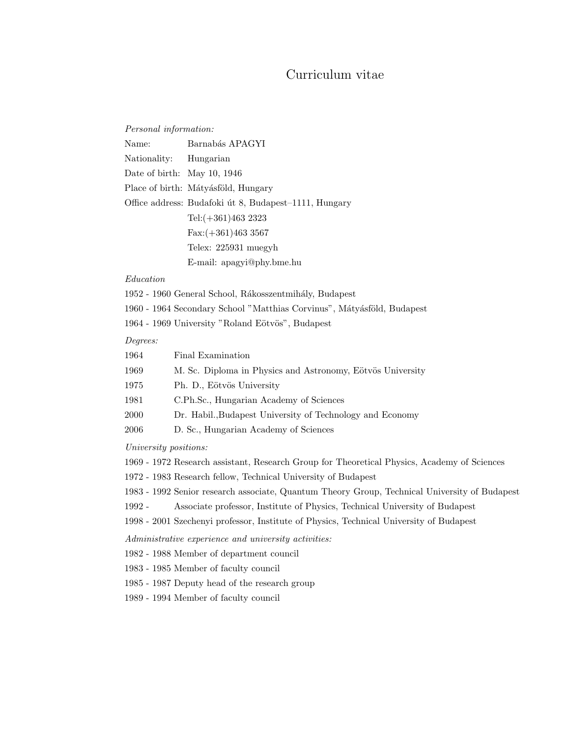# Curriculum vitae

*Personal information:*

Name: Barnabás APAGYI

Nationality: Hungarian

Date of birth: May 10, 1946

Place of birth: Mátyásföld, Hungary

Office address: Budafoki út 8, Budapest–1111, Hungary

Tel:(+361)463 2323

Fax:(+361)463 3567

Telex: 225931 muegyh

E-mail: apagyi@phy.bme.hu

*Education*

1952 - 1960 General School, Rákosszentmihály, Budapest

1960 - 1964 Secondary School "Matthias Corvinus", Mátyásföld, Budapest

1964 - 1969 University "Roland Eötvös", Budapest

*Degrees:*

1964 Final Examination

1969 M. Sc. Diploma in Physics and Astronomy, Eötvös University

1975 Ph. D., Eötvös University

1981 C.Ph.Sc., Hungarian Academy of Sciences

2000 Dr. Habil.,Budapest University of Technology and Economy

2006 D. Sc., Hungarian Academy of Sciences

*University positions:*

1969 - 1972 Research assistant, Research Group for Theoretical Physics, Academy of Sciences

1972 - 1983 Research fellow, Technical University of Budapest

1983 - 1992 Senior research associate, Quantum Theory Group, Technical University of Budapest

1992 - Associate professor, Institute of Physics, Technical University of Budapest

1998 - 2001 Szechenyi professor, Institute of Physics, Technical University of Budapest

*Administrative experience and university activities:*

1982 - 1988 Member of department council

1983 - 1985 Member of faculty council

1985 - 1987 Deputy head of the research group

1989 - 1994 Member of faculty council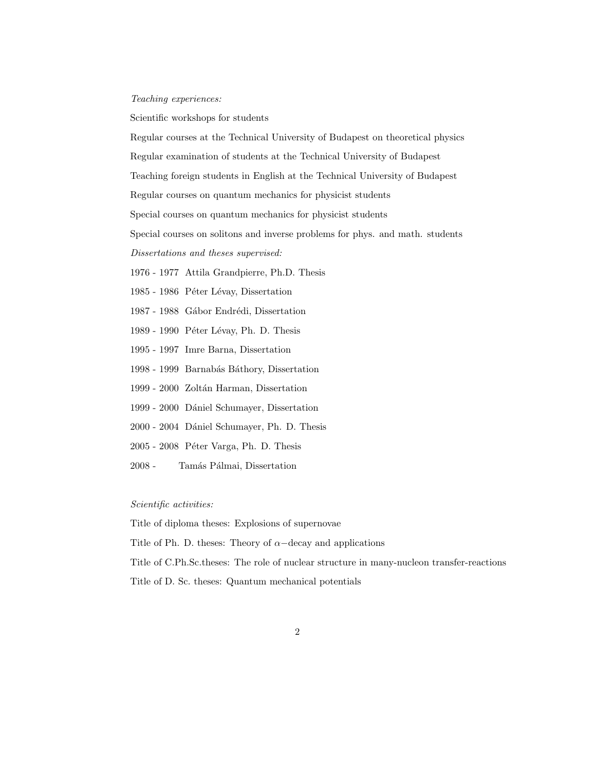*Teaching experiences:*

Scientific workshops for students

Regular courses at the Technical University of Budapest on theoretical physics

Regular examination of students at the Technical University of Budapest

Teaching foreign students in English at the Technical University of Budapest

Regular courses on quantum mechanics for physicist students

Special courses on quantum mechanics for physicist students

Special courses on solitons and inverse problems for phys. and math. students

*Dissertations and theses supervised:*

1976 - 1977 Attila Grandpierre, Ph.D. Thesis

1985 - 1986 Péter Lévay, Dissertation

1987 - 1988 Gábor Endrédi, Dissertation

1989 - 1990 Péter Lévay, Ph. D. Thesis

1995 - 1997 Imre Barna, Dissertation

1998 - 1999 Barnabás Báthory, Dissertation

1999 - 2000 Zoltán Harman, Dissertation

1999 - 2000 Dániel Schumayer, Dissertation

2000 - 2004 Dániel Schumayer, Ph. D. Thesis

2005 - 2008 Péter Varga, Ph. D. Thesis

2008 - Tamás Pálmai, Dissertation

*Scientific activities:*

Title of diploma theses: Explosions of supernovae

Title of Ph. D. theses: Theory of $\alpha-$decay and applications

Title of C.Ph.Sc.theses: The role of nuclear structure in many-nucleon transfer-reactions

Title of D. Sc. theses: Quantum mechanical potentials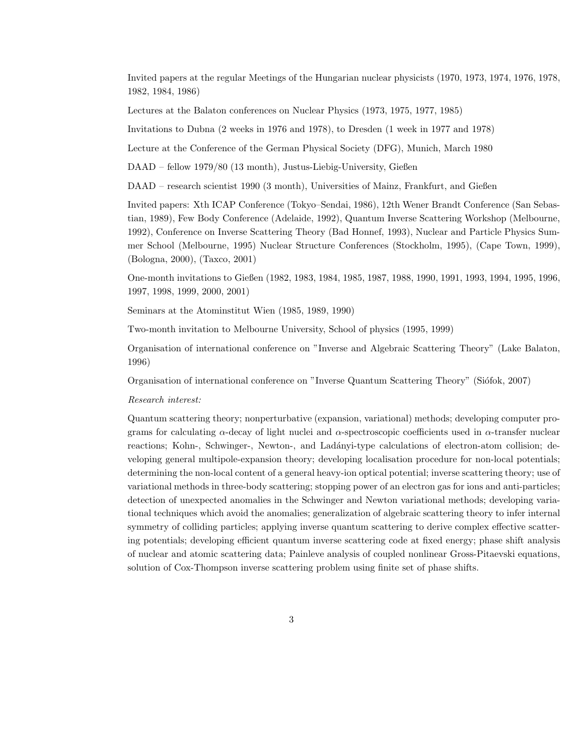Invited papers at the regular Meetings of the Hungarian nuclear physicists (1970, 1973, 1974, 1976, 1978, 1982, 1984, 1986)

Lectures at the Balaton conferences on Nuclear Physics (1973, 1975, 1977, 1985)

Invitations to Dubna (2 weeks in 1976 and 1978), to Dresden (1 week in 1977 and 1978)

Lecture at the Conference of the German Physical Society (DFG), Munich, March 1980

DAAD – fellow 1979/80 (13 month), Justus-Liebig-University, Gießen

DAAD – research scientist 1990 (3 month), Universities of Mainz, Frankfurt, and Gießen

Invited papers: Xth ICAP Conference (Tokyo–Sendai, 1986), 12th Wener Brandt Conference (San Sebastian, 1989), Few Body Conference (Adelaide, 1992), Quantum Inverse Scattering Workshop (Melbourne, 1992), Conference on Inverse Scattering Theory (Bad Honnef, 1993), Nuclear and Particle Physics Summer School (Melbourne, 1995) Nuclear Structure Conferences (Stockholm, 1995), (Cape Town, 1999), (Bologna, 2000), (Taxco, 2001)

One-month invitations to Gießen (1982, 1983, 1984, 1985, 1987, 1988, 1990, 1991, 1993, 1994, 1995, 1996, 1997, 1998, 1999, 2000, 2001)

Seminars at the Atominstitut Wien (1985, 1989, 1990)

Two-month invitation to Melbourne University, School of physics (1995, 1999)

Organisation of international conference on "Inverse and Algebraic Scattering Theory" (Lake Balaton, 1996)

Organisation of international conference on "Inverse Quantum Scattering Theory" (Siófok, 2007)

*Research interest:*

Quantum scattering theory; nonperturbative (expansion, variational) methods; developing computer programs for calculating $\alpha$-decay of light nuclei and $\alpha$-spectroscopic coefficients used in $\alpha$-transfer nuclear reactions; Kohn-, Schwinger-, Newton-, and Ladányi-type calculations of electron-atom collision; developing general multipole-expansion theory; developing localisation procedure for non-local potentials; determining the non-local content of a general heavy-ion optical potential; inverse scattering theory; use of variational methods in three-body scattering; stopping power of an electron gas for ions and anti-particles; detection of unexpected anomalies in the Schwinger and Newton variational methods; developing variational techniques which avoid the anomalies; generalization of algebraic scattering theory to infer internal symmetry of colliding particles; applying inverse quantum scattering to derive complex effective scattering potentials; developing efficient quantum inverse scattering code at fixed energy; phase shift analysis of nuclear and atomic scattering data; Painleve analysis of coupled nonlinear Gross-Pitaevski equations, solution of Cox-Thompson inverse scattering problem using finite set of phase shifts.